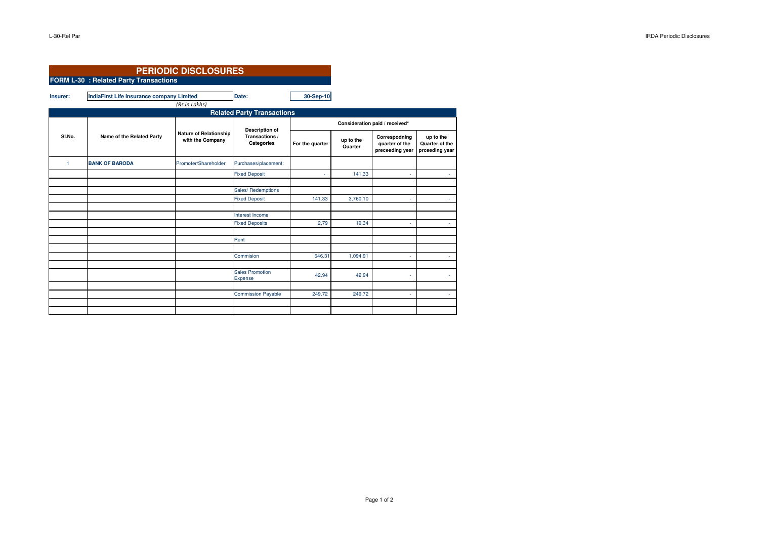# PERIODIC DISCLOSURES

## FORM L-30 : Related Party Transactions

**Insurer:** IndiaFirst Life Insurance company Limited **Date:** 30-Sep-10

*(Rs in Lakhs)*

### Related Party Transactions

| Sl.No. | Name of the Related Party | Nature of Relationship with the Company | Description of Transactions / Categories | Consideration paid / received* | | | |
|---|---|---|---|---|---|---|---|
| | | | | For the quarter | up to the Quarter | Correspodning quarter of the preceeding year | up to the Quarter of the prceeding year |
| 1 | **BANK OF BARODA** | Promoter/Shareholder | Purchases/placement: | | | | |
| | | | Fixed Deposit | - | 141.33 | - | - |
| | | | | | | | |
| | | | Sales/ Redemptions | | | | |
| | | | Fixed Deposit | 141.33 | 3,760.10 | - | - |
| | | | | | | | |
| | | | Interest Income | | | | |
| | | | Fixed Deposits | 2.79 | 19.34 | - | - |
| | | | | | | | |
| | | | Rent | | | | |
| | | | | | | | |
| | | | Commision | 646.31 | 1,094.91 | - | - |
| | | | | | | | |
| | | | Sales Promotion Expense | 42.94 | 42.94 | - | - |
| | | | | | | | |
| | | | Commission Payable | 249.72 | 249.72 | - | - |
| | | | | | | | |
| | | | | | | | |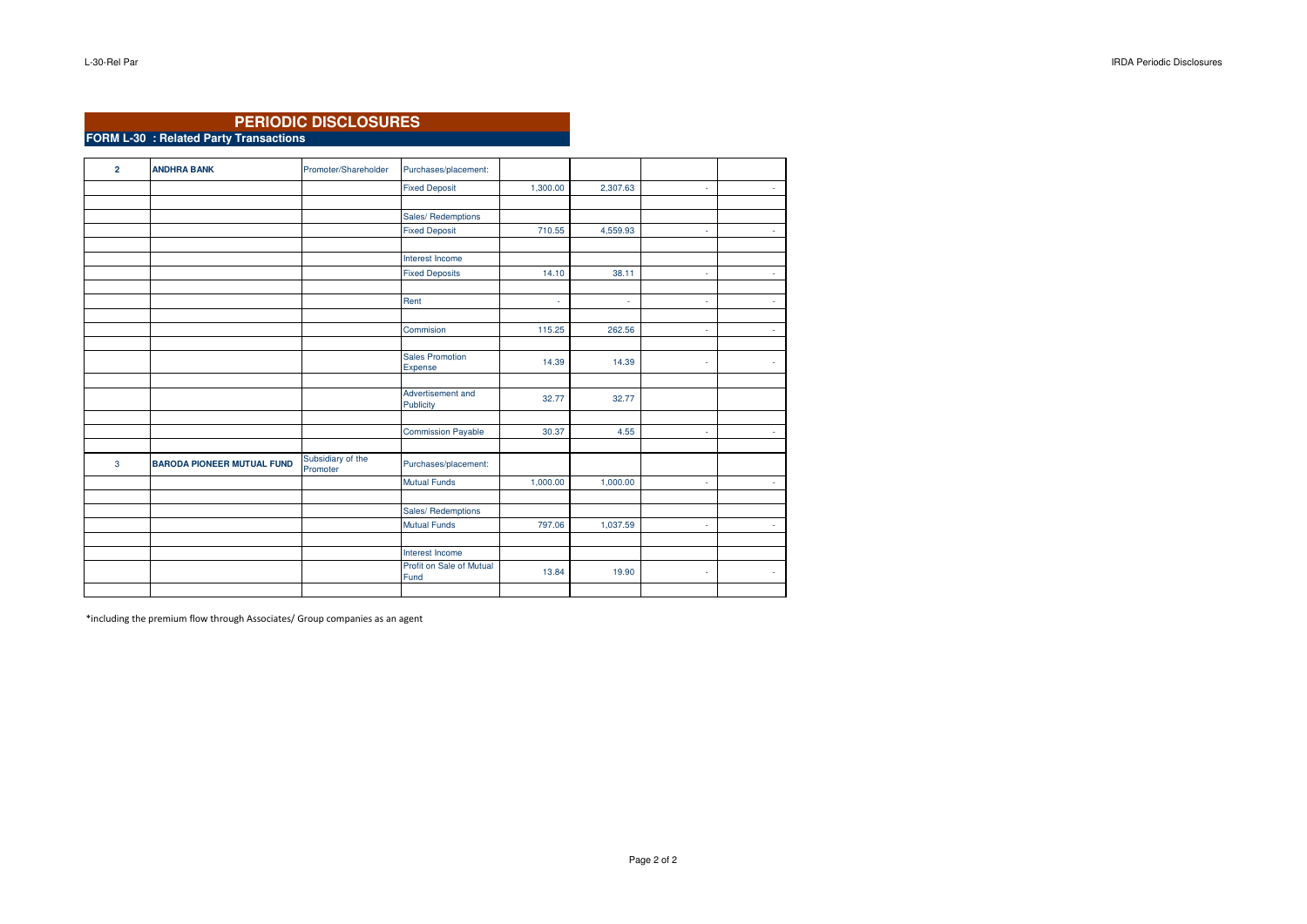# PERIODIC DISCLOSURES

## FORM L-30 : Related Party Transactions

| | | | | | | | |
|---|---|---|---|---|---|---|---|
| 2 | **ANDHRA BANK** | Promoter/Shareholder | Purchases/placement: | | | | |
| | | | Fixed Deposit | 1,300.00 | 2,307.63 | - | - |
| | | | | | | | |
| | | | Sales/ Redemptions | | | | |
| | | | Fixed Deposit | 710.55 | 4,559.93 | - | - |
| | | | | | | | |
| | | | Interest Income | | | | |
| | | | Fixed Deposits | 14.10 | 38.11 | - | - |
| | | | | | | | |
| | | | Rent | - | - | - | - |
| | | | | | | | |
| | | | Commision | 115.25 | 262.56 | - | - |
| | | | | | | | |
| | | | Sales Promotion Expense | 14.39 | 14.39 | - | - |
| | | | | | | | |
| | | | Advertisement and Publicity | 32.77 | 32.77 | | |
| | | | | | | | |
| | | | Commission Payable | 30.37 | 4.55 | - | - |
| | | | | | | | |
| 3 | **BARODA PIONEER MUTUAL FUND** | Subsidiary of the Promoter | Purchases/placement: | | | | |
| | | | Mutual Funds | 1,000.00 | 1,000.00 | - | - |
| | | | | | | | |
| | | | Sales/ Redemptions | | | | |
| | | | Mutual Funds | 797.06 | 1,037.59 | - | - |
| | | | | | | | |
| | | | Interest Income | | | | |
| | | | Profit on Sale of Mutual Fund | 13.84 | 19.90 | - | - |
| | | | | | | | |

*including the premium flow through Associates/ Group companies as an agent